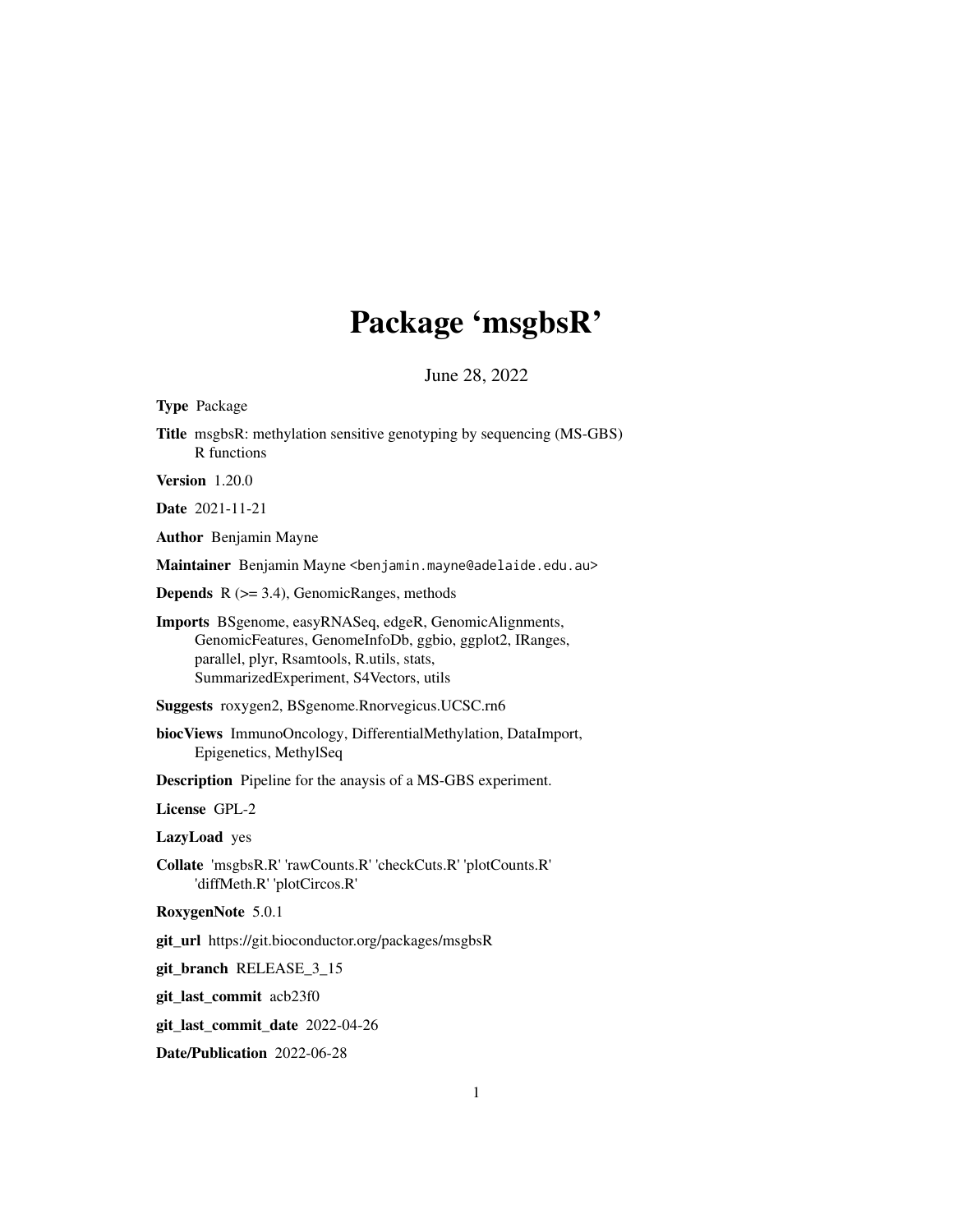# Package 'msgbsR'

June 28, 2022

**Type** Package

**Title** msgbsR: methylation sensitive genotyping by sequencing (MS-GBS) R functions

**Version** 1.20.0

**Date** 2021-11-21

**Author** Benjamin Mayne

**Maintainer** Benjamin Mayne <benjamin.mayne@adelaide.edu.au>

**Depends** R (>= 3.4), GenomicRanges, methods

**Imports** BSgenome, easyRNASeq, edgeR, GenomicAlignments, GenomicFeatures, GenomeInfoDb, ggbio, ggplot2, IRanges, parallel, plyr, Rsamtools, R.utils, stats, SummarizedExperiment, S4Vectors, utils

**Suggests** roxygen2, BSgenome.Rnorvegicus.UCSC.rn6

**biocViews** ImmunoOncology, DifferentialMethylation, DataImport, Epigenetics, MethylSeq

**Description** Pipeline for the anaysis of a MS-GBS experiment.

**License** GPL-2

**LazyLoad** yes

**Collate** 'msgbsR.R' 'rawCounts.R' 'checkCuts.R' 'plotCounts.R' 'diffMeth.R' 'plotCircos.R'

**RoxygenNote** 5.0.1

**git_url** https://git.bioconductor.org/packages/msgbsR

**git_branch** RELEASE_3_15

**git_last_commit** acb23f0

**git_last_commit_date** 2022-04-26

**Date/Publication** 2022-06-28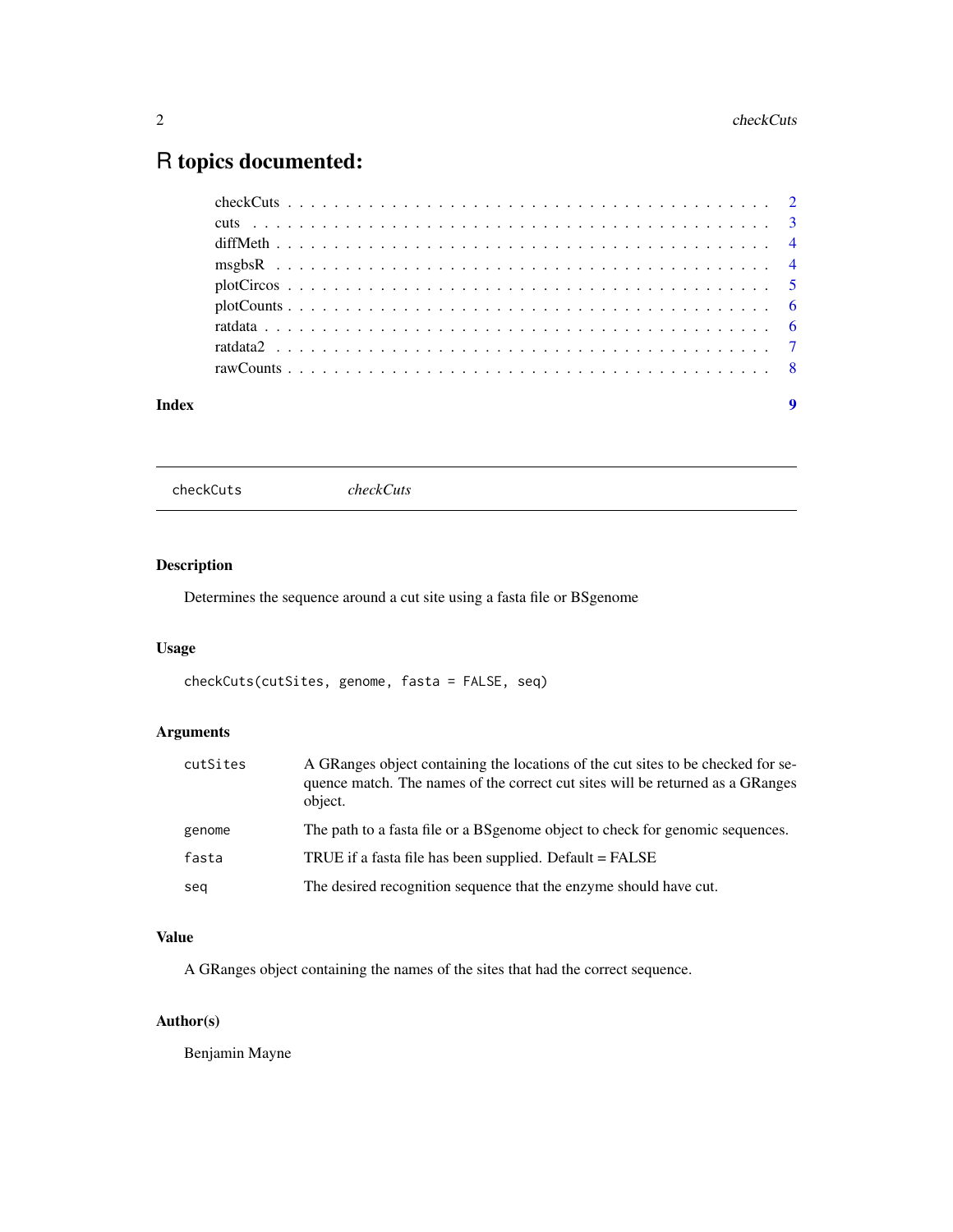# R topics documented:

checkCuts . . . . . . . . . . . . . . . . . . . . . . . . . . . . . . . . . . . . . . . . 2
cuts . . . . . . . . . . . . . . . . . . . . . . . . . . . . . . . . . . . . . . . . . . . 3
diffMeth . . . . . . . . . . . . . . . . . . . . . . . . . . . . . . . . . . . . . . . . 4
msgbsR . . . . . . . . . . . . . . . . . . . . . . . . . . . . . . . . . . . . . . . . . 4
plotCircos . . . . . . . . . . . . . . . . . . . . . . . . . . . . . . . . . . . . . . . 5
plotCounts . . . . . . . . . . . . . . . . . . . . . . . . . . . . . . . . . . . . . . . 6
ratdata . . . . . . . . . . . . . . . . . . . . . . . . . . . . . . . . . . . . . . . . . 6
ratdata2 . . . . . . . . . . . . . . . . . . . . . . . . . . . . . . . . . . . . . . . . 7
rawCounts . . . . . . . . . . . . . . . . . . . . . . . . . . . . . . . . . . . . . . . 8

**Index** **9**

---

`checkCuts` *checkCuts*

---

## Description

Determines the sequence around a cut site using a fasta file or BSgenome

## Usage

```
checkCuts(cutSites, genome, fasta = FALSE, seq)
```

## Arguments

| | |
|---|---|
| `cutSites` | A GRanges object containing the locations of the cut sites to be checked for sequence match. The names of the correct cut sites will be returned as a GRanges object. |
| `genome` | The path to a fasta file or a BSgenome object to check for genomic sequences. |
| `fasta` | TRUE if a fasta file has been supplied. Default = FALSE |
| `seq` | The desired recognition sequence that the enzyme should have cut. |

## Value

A GRanges object containing the names of the sites that had the correct sequence.

## Author(s)

Benjamin Mayne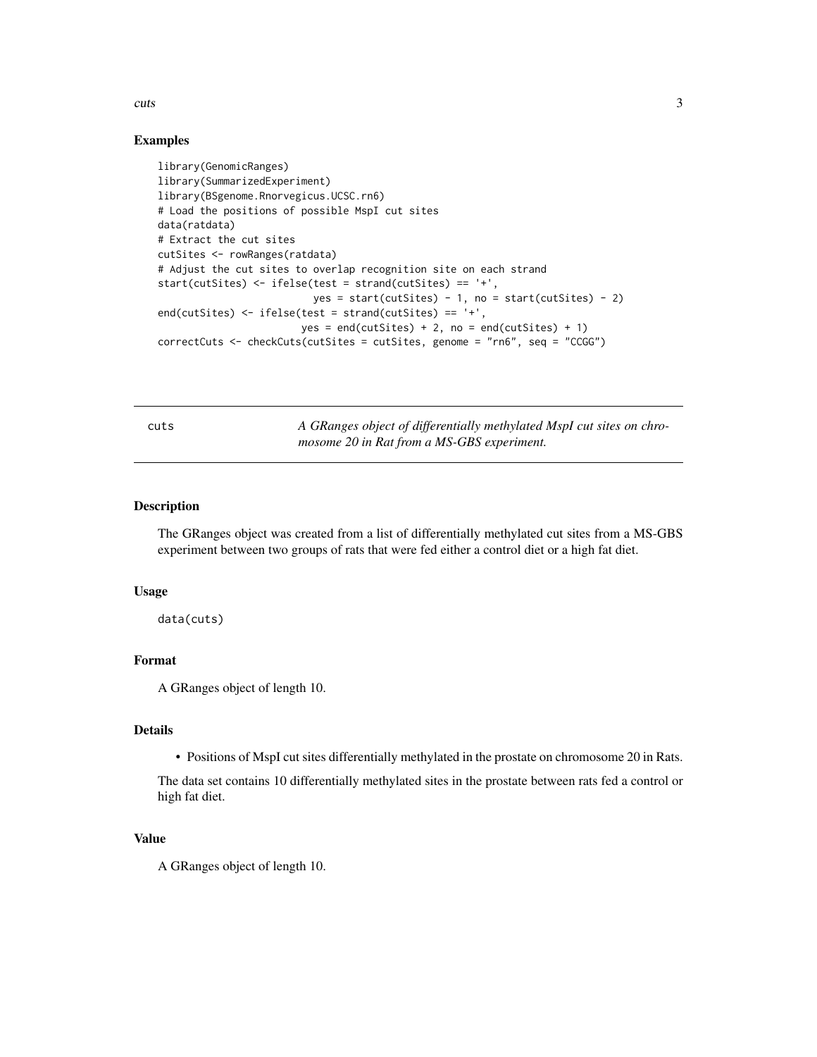## Examples

```
library(GenomicRanges)
library(SummarizedExperiment)
library(BSgenome.Rnorvegicus.UCSC.rn6)
# Load the positions of possible MspI cut sites
data(ratdata)
# Extract the cut sites
cutSites <- rowRanges(ratdata)
# Adjust the cut sites to overlap recognition site on each strand
start(cutSites) <- ifelse(test = strand(cutSites) == '+',
                          yes = start(cutSites) - 1, no = start(cutSites) - 2)
end(cutSites) <- ifelse(test = strand(cutSites) == '+',
                        yes = end(cutSites) + 2, no = end(cutSites) + 1)
correctCuts <- checkCuts(cutSites = cutSites, genome = "rn6", seq = "CCGG")
```

---

# cuts

*A GRanges object of differentially methylated MspI cut sites on chromosome 20 in Rat from a MS-GBS experiment.*

---

## Description

The GRanges object was created from a list of differentially methylated cut sites from a MS-GBS experiment between two groups of rats that were fed either a control diet or a high fat diet.

## Usage

```
data(cuts)
```

## Format

A GRanges object of length 10.

## Details

- Positions of MspI cut sites differentially methylated in the prostate on chromosome 20 in Rats.

The data set contains 10 differentially methylated sites in the prostate between rats fed a control or high fat diet.

## Value

A GRanges object of length 10.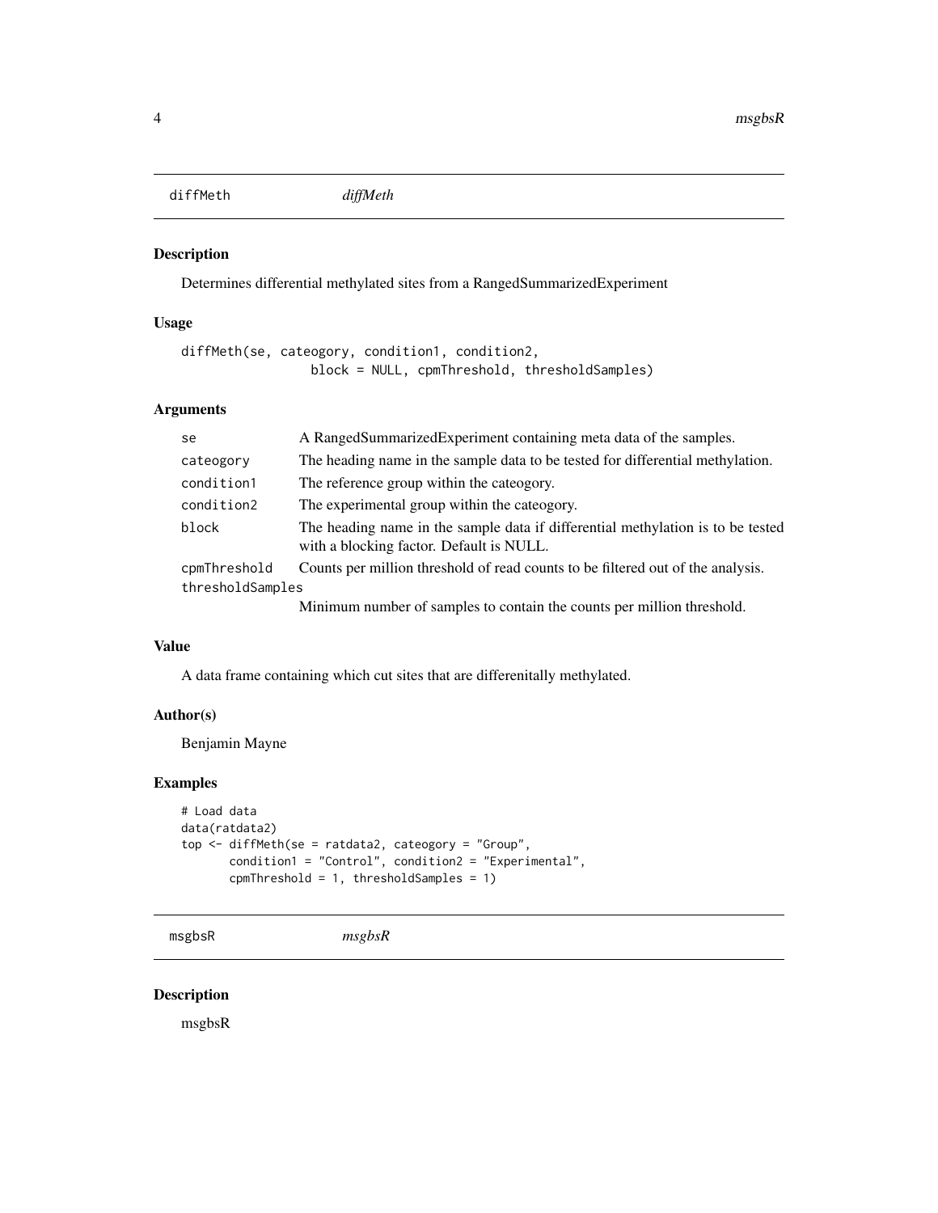## diffMeth *diffMeth*

### Description

Determines differential methylated sites from a RangedSummarizedExperiment

### Usage

```
diffMeth(se, cateogory, condition1, condition2,
                 block = NULL, cpmThreshold, thresholdSamples)
```

### Arguments

| | |
|---|---|
| se | A RangedSummarizedExperiment containing meta data of the samples. |
| cateogory | The heading name in the sample data to be tested for differential methylation. |
| condition1 | The reference group within the cateogory. |
| condition2 | The experimental group within the cateogory. |
| block | The heading name in the sample data if differential methylation is to be tested with a blocking factor. Default is NULL. |
| cpmThreshold | Counts per million threshold of read counts to be filtered out of the analysis. |
| thresholdSamples | Minimum number of samples to contain the counts per million threshold. |

### Value

A data frame containing which cut sites that are differenitally methylated.

### Author(s)

Benjamin Mayne

### Examples

```
# Load data
data(ratdata2)
top <- diffMeth(se = ratdata2, cateogory = "Group",
       condition1 = "Control", condition2 = "Experimental",
       cpmThreshold = 1, thresholdSamples = 1)
```

## msgbsR *msgbsR*

### Description

msgbsR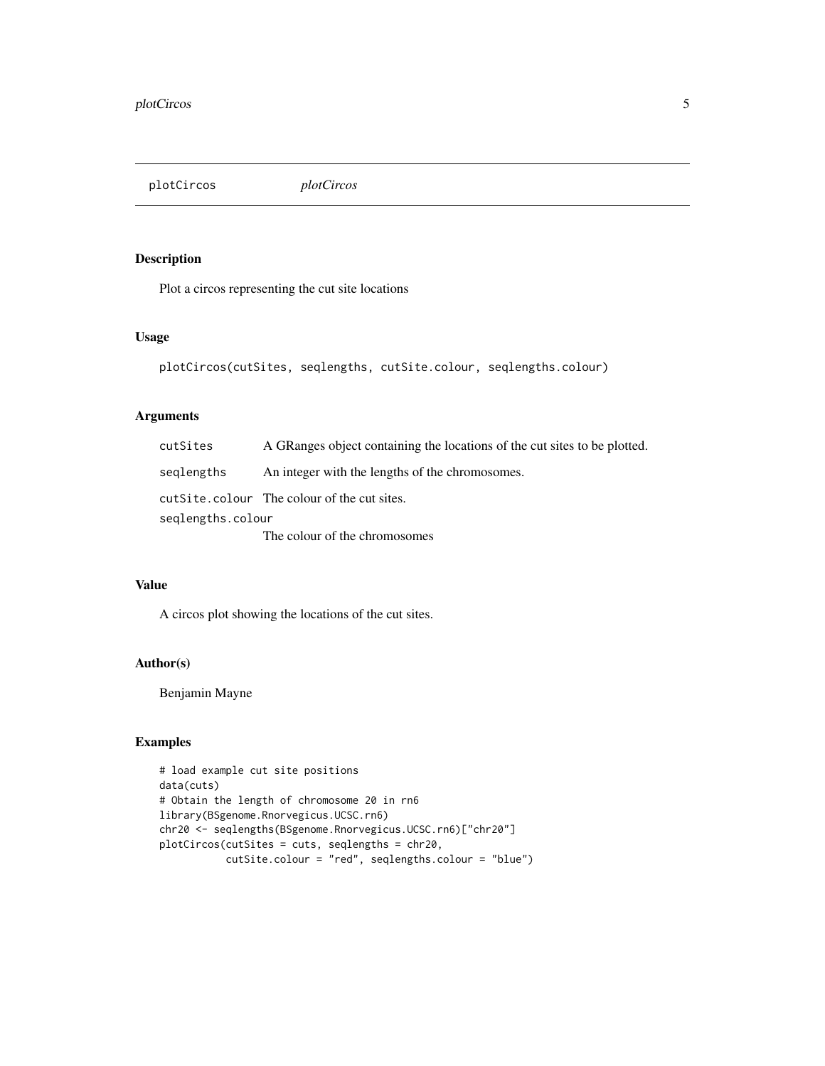## plotCircos *plotCircos*

### Description

Plot a circos representing the cut site locations

### Usage

```
plotCircos(cutSites, seqlengths, cutSite.colour, seqlengths.colour)
```

### Arguments

| | |
|---|---|
| cutSites | A GRanges object containing the locations of the cut sites to be plotted. |
| seqlengths | An integer with the lengths of the chromosomes. |
| cutSite.colour | The colour of the cut sites. |
| seqlengths.colour | The colour of the chromosomes |

### Value

A circos plot showing the locations of the cut sites.

### Author(s)

Benjamin Mayne

### Examples

```
# load example cut site positions
data(cuts)
# Obtain the length of chromosome 20 in rn6
library(BSgenome.Rnorvegicus.UCSC.rn6)
chr20 <- seqlengths(BSgenome.Rnorvegicus.UCSC.rn6)["chr20"]
plotCircos(cutSites = cuts, seqlengths = chr20,
          cutSite.colour = "red", seqlengths.colour = "blue")
```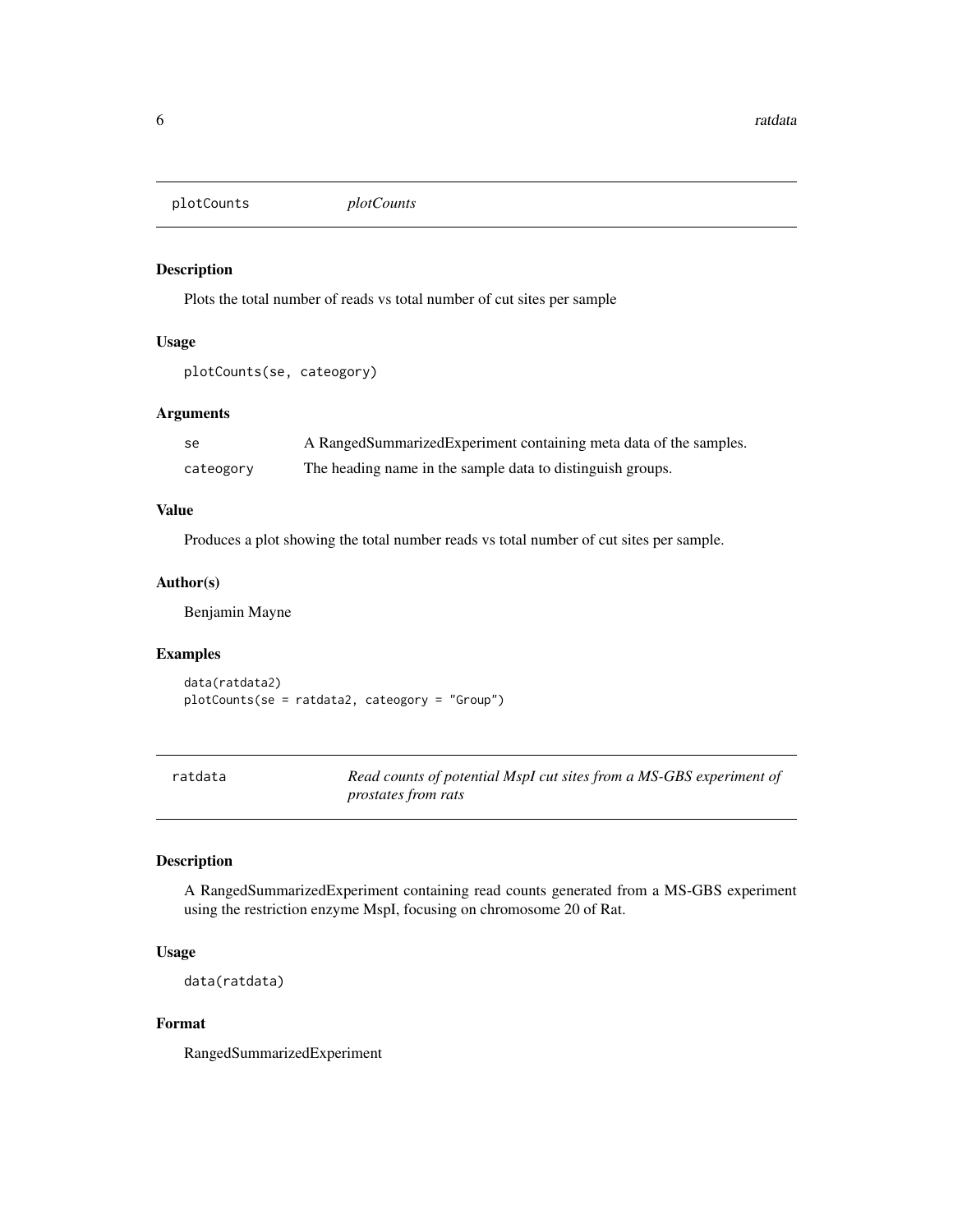## plotCounts *plotCounts*

### Description

Plots the total number of reads vs total number of cut sites per sample

### Usage

```
plotCounts(se, cateogory)
```

### Arguments

| | |
|---|---|
| se | A RangedSummarizedExperiment containing meta data of the samples. |
| cateogory | The heading name in the sample data to distinguish groups. |

### Value

Produces a plot showing the total number reads vs total number of cut sites per sample.

### Author(s)

Benjamin Mayne

### Examples

```
data(ratdata2)
plotCounts(se = ratdata2, cateogory = "Group")
```

## ratdata *Read counts of potential MspI cut sites from a MS-GBS experiment of prostates from rats*

### Description

A RangedSummarizedExperiment containing read counts generated from a MS-GBS experiment using the restriction enzyme MspI, focusing on chromosome 20 of Rat.

### Usage

```
data(ratdata)
```

### Format

RangedSummarizedExperiment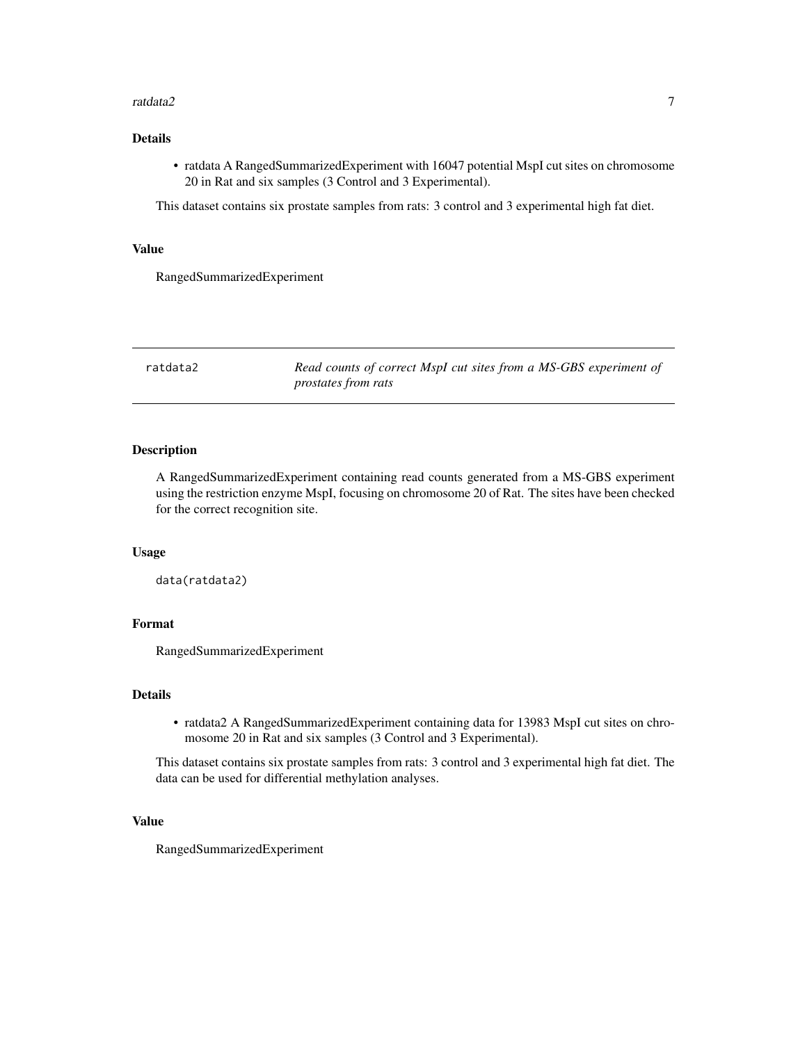### Details

- ratdata A RangedSummarizedExperiment with 16047 potential MspI cut sites on chromosome 20 in Rat and six samples (3 Control and 3 Experimental).

This dataset contains six prostate samples from rats: 3 control and 3 experimental high fat diet.

### Value

RangedSummarizedExperiment

---

## ratdata2 — *Read counts of correct MspI cut sites from a MS-GBS experiment of prostates from rats*

---

### Description

A RangedSummarizedExperiment containing read counts generated from a MS-GBS experiment using the restriction enzyme MspI, focusing on chromosome 20 of Rat. The sites have been checked for the correct recognition site.

### Usage

```
data(ratdata2)
```

### Format

RangedSummarizedExperiment

### Details

- ratdata2 A RangedSummarizedExperiment containing data for 13983 MspI cut sites on chromosome 20 in Rat and six samples (3 Control and 3 Experimental).

This dataset contains six prostate samples from rats: 3 control and 3 experimental high fat diet. The data can be used for differential methylation analyses.

### Value

RangedSummarizedExperiment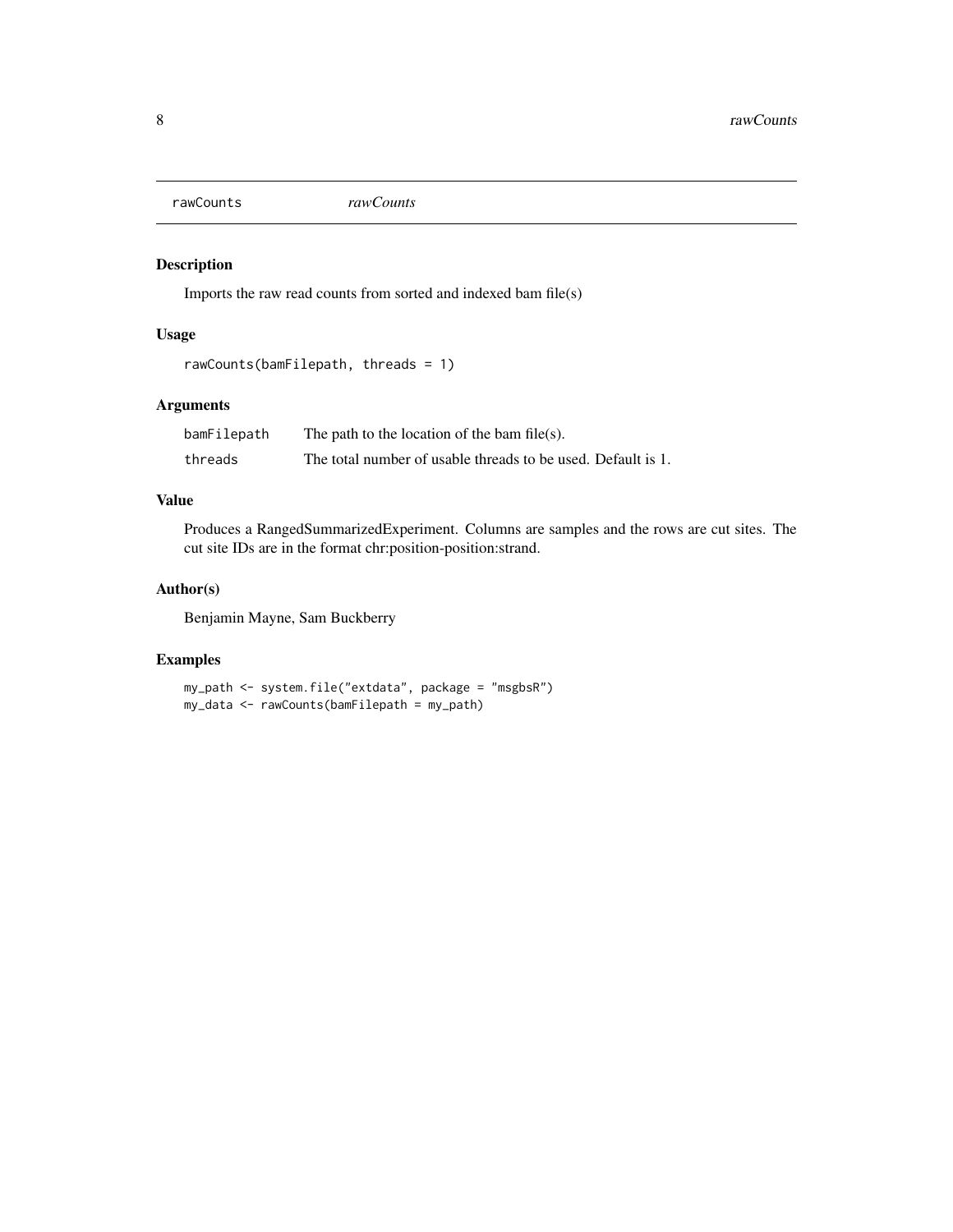rawCounts *rawCounts*

## Description

Imports the raw read counts from sorted and indexed bam file(s)

## Usage

```
rawCounts(bamFilepath, threads = 1)
```

## Arguments

| | |
|---|---|
| bamFilepath | The path to the location of the bam file(s). |
| threads | The total number of usable threads to be used. Default is 1. |

## Value

Produces a RangedSummarizedExperiment. Columns are samples and the rows are cut sites. The cut site IDs are in the format chr:position-position:strand.

## Author(s)

Benjamin Mayne, Sam Buckberry

## Examples

```
my_path <- system.file("extdata", package = "msgbsR")
my_data <- rawCounts(bamFilepath = my_path)
```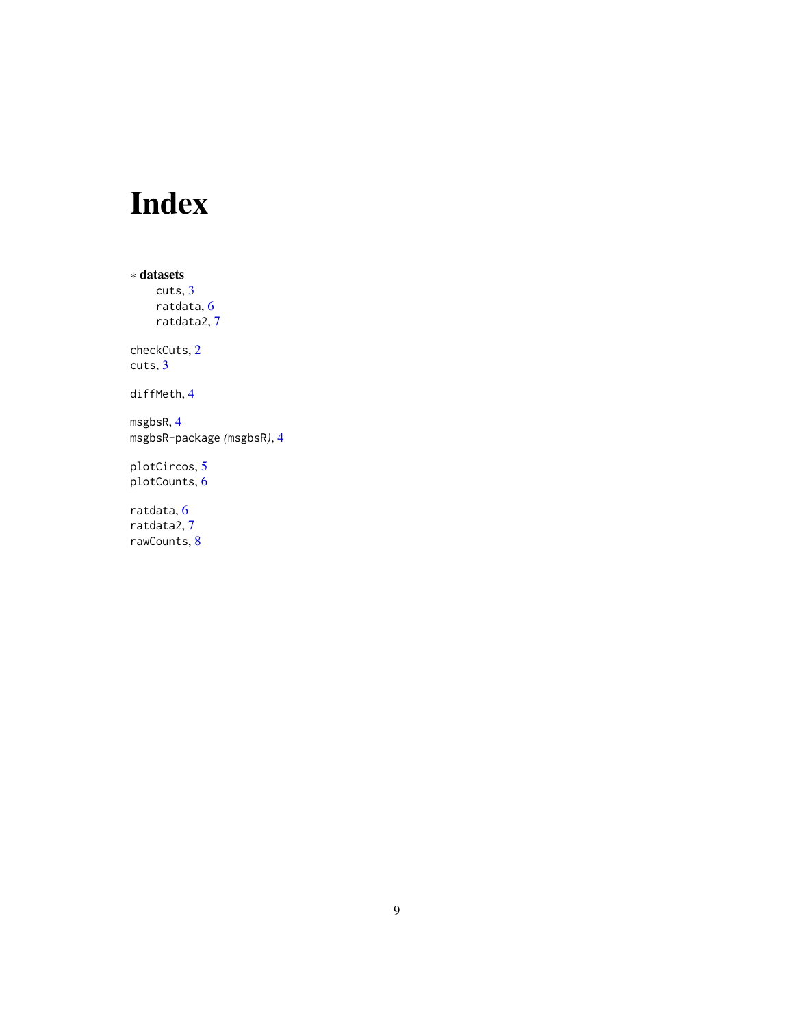# Index

* **datasets**
    - cuts, 3
    - ratdata, 6
    - ratdata2, 7

checkCuts, 2
cuts, 3

diffMeth, 4

msgbsR, 4
msgbsR-package *(*msgbsR*)*, 4

plotCircos, 5
plotCounts, 6

ratdata, 6
ratdata2, 7
rawCounts, 8